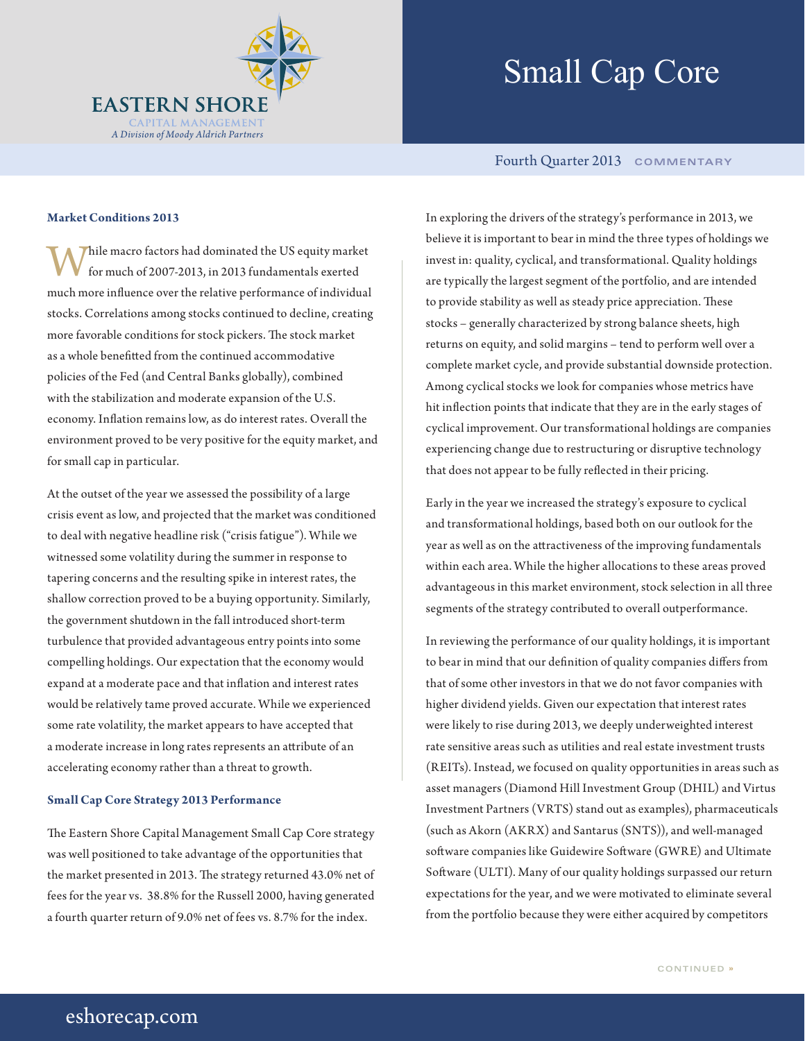# Small Cap Core

**EASTERN SHORE** CAPITAL MANAGEMENT
*A Division of Moody Aldrich Partners*

Fourth Quarter 2013 COMMENTARY

### Market Conditions 2013

While macro factors had dominated the US equity market for much of 2007-2013, in 2013 fundamentals exerted much more influence over the relative performance of individual stocks. Correlations among stocks continued to decline, creating more favorable conditions for stock pickers. The stock market as a whole benefitted from the continued accommodative policies of the Fed (and Central Banks globally), combined with the stabilization and moderate expansion of the U.S. economy. Inflation remains low, as do interest rates. Overall the environment proved to be very positive for the equity market, and for small cap in particular.

At the outset of the year we assessed the possibility of a large crisis event as low, and projected that the market was conditioned to deal with negative headline risk ("crisis fatigue"). While we witnessed some volatility during the summer in response to tapering concerns and the resulting spike in interest rates, the shallow correction proved to be a buying opportunity. Similarly, the government shutdown in the fall introduced short-term turbulence that provided advantageous entry points into some compelling holdings. Our expectation that the economy would expand at a moderate pace and that inflation and interest rates would be relatively tame proved accurate. While we experienced some rate volatility, the market appears to have accepted that a moderate increase in long rates represents an attribute of an accelerating economy rather than a threat to growth.

### Small Cap Core Strategy 2013 Performance

The Eastern Shore Capital Management Small Cap Core strategy was well positioned to take advantage of the opportunities that the market presented in 2013. The strategy returned 43.0% net of fees for the year vs. 38.8% for the Russell 2000, having generated a fourth quarter return of 9.0% net of fees vs. 8.7% for the index.

In exploring the drivers of the strategy's performance in 2013, we believe it is important to bear in mind the three types of holdings we invest in: quality, cyclical, and transformational. Quality holdings are typically the largest segment of the portfolio, and are intended to provide stability as well as steady price appreciation. These stocks – generally characterized by strong balance sheets, high returns on equity, and solid margins – tend to perform well over a complete market cycle, and provide substantial downside protection. Among cyclical stocks we look for companies whose metrics have hit inflection points that indicate that they are in the early stages of cyclical improvement. Our transformational holdings are companies experiencing change due to restructuring or disruptive technology that does not appear to be fully reflected in their pricing.

Early in the year we increased the strategy's exposure to cyclical and transformational holdings, based both on our outlook for the year as well as on the attractiveness of the improving fundamentals within each area. While the higher allocations to these areas proved advantageous in this market environment, stock selection in all three segments of the strategy contributed to overall outperformance.

In reviewing the performance of our quality holdings, it is important to bear in mind that our definition of quality companies differs from that of some other investors in that we do not favor companies with higher dividend yields. Given our expectation that interest rates were likely to rise during 2013, we deeply underweighted interest rate sensitive areas such as utilities and real estate investment trusts (REITs). Instead, we focused on quality opportunities in areas such as asset managers (Diamond Hill Investment Group (DHIL) and Virtus Investment Partners (VRTS) stand out as examples), pharmaceuticals (such as Akorn (AKRX) and Santarus (SNTS)), and well-managed software companies like Guidewire Software (GWRE) and Ultimate Software (ULTI). Many of our quality holdings surpassed our return expectations for the year, and we were motivated to eliminate several from the portfolio because they were either acquired by competitors

CONTINUED »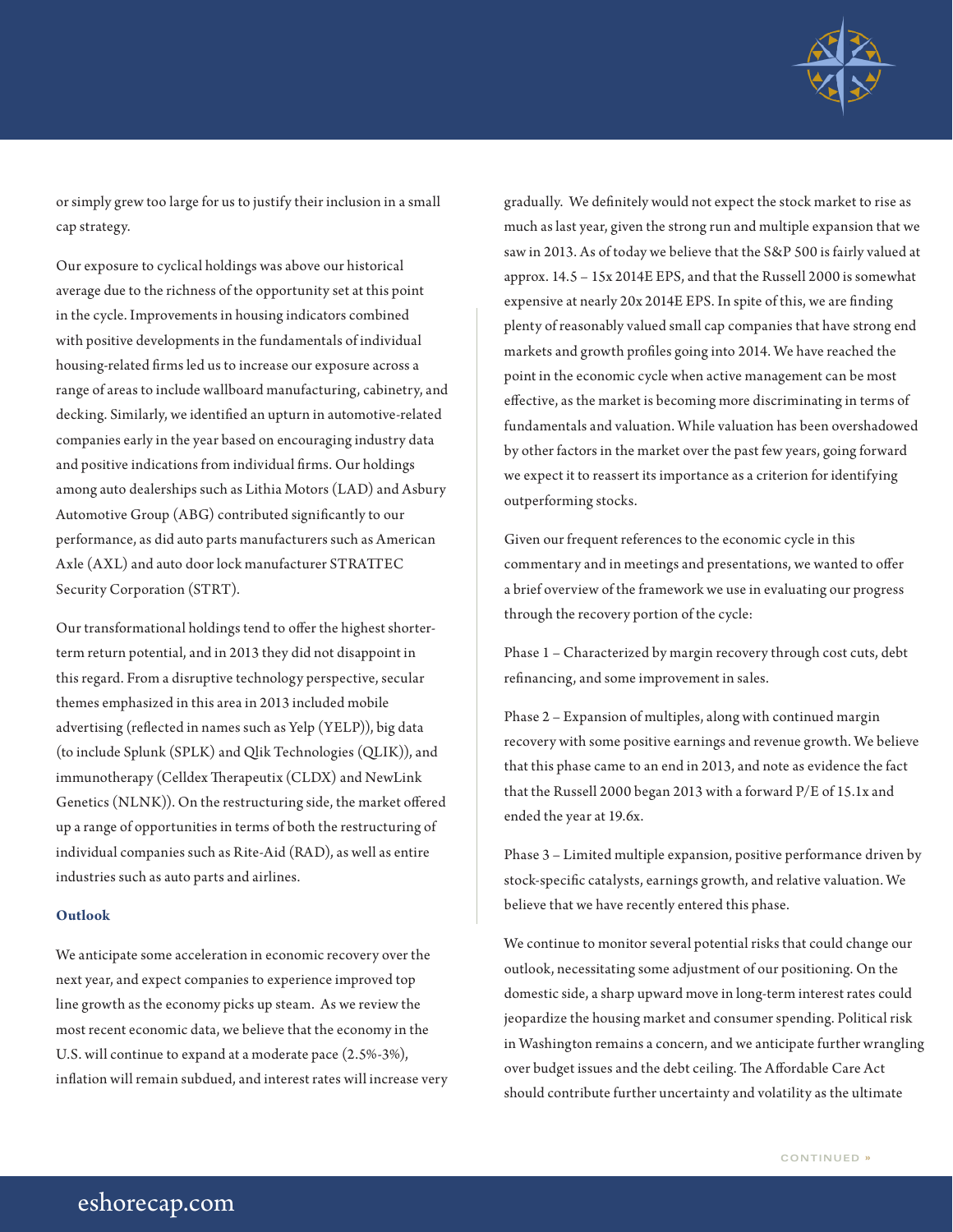or simply grew too large for us to justify their inclusion in a small cap strategy.

Our exposure to cyclical holdings was above our historical average due to the richness of the opportunity set at this point in the cycle. Improvements in housing indicators combined with positive developments in the fundamentals of individual housing-related firms led us to increase our exposure across a range of areas to include wallboard manufacturing, cabinetry, and decking. Similarly, we identified an upturn in automotive-related companies early in the year based on encouraging industry data and positive indications from individual firms. Our holdings among auto dealerships such as Lithia Motors (LAD) and Asbury Automotive Group (ABG) contributed significantly to our performance, as did auto parts manufacturers such as American Axle (AXL) and auto door lock manufacturer STRATTEC Security Corporation (STRT).

Our transformational holdings tend to offer the highest shorter-term return potential, and in 2013 they did not disappoint in this regard. From a disruptive technology perspective, secular themes emphasized in this area in 2013 included mobile advertising (reflected in names such as Yelp (YELP)), big data (to include Splunk (SPLK) and Qlik Technologies (QLIK)), and immunotherapy (Celldex Therapeutix (CLDX) and NewLink Genetics (NLNK)). On the restructuring side, the market offered up a range of opportunities in terms of both the restructuring of individual companies such as Rite-Aid (RAD), as well as entire industries such as auto parts and airlines.

### Outlook

We anticipate some acceleration in economic recovery over the next year, and expect companies to experience improved top line growth as the economy picks up steam. As we review the most recent economic data, we believe that the economy in the U.S. will continue to expand at a moderate pace (2.5%-3%), inflation will remain subdued, and interest rates will increase very gradually. We definitely would not expect the stock market to rise as much as last year, given the strong run and multiple expansion that we saw in 2013. As of today we believe that the S&P 500 is fairly valued at approx. 14.5 – 15x 2014E EPS, and that the Russell 2000 is somewhat expensive at nearly 20x 2014E EPS. In spite of this, we are finding plenty of reasonably valued small cap companies that have strong end markets and growth profiles going into 2014. We have reached the point in the economic cycle when active management can be most effective, as the market is becoming more discriminating in terms of fundamentals and valuation. While valuation has been overshadowed by other factors in the market over the past few years, going forward we expect it to reassert its importance as a criterion for identifying outperforming stocks.

Given our frequent references to the economic cycle in this commentary and in meetings and presentations, we wanted to offer a brief overview of the framework we use in evaluating our progress through the recovery portion of the cycle:

Phase 1 – Characterized by margin recovery through cost cuts, debt refinancing, and some improvement in sales.

Phase 2 – Expansion of multiples, along with continued margin recovery with some positive earnings and revenue growth. We believe that this phase came to an end in 2013, and note as evidence the fact that the Russell 2000 began 2013 with a forward P/E of 15.1x and ended the year at 19.6x.

Phase 3 – Limited multiple expansion, positive performance driven by stock-specific catalysts, earnings growth, and relative valuation. We believe that we have recently entered this phase.

We continue to monitor several potential risks that could change our outlook, necessitating some adjustment of our positioning. On the domestic side, a sharp upward move in long-term interest rates could jeopardize the housing market and consumer spending. Political risk in Washington remains a concern, and we anticipate further wrangling over budget issues and the debt ceiling. The Affordable Care Act should contribute further uncertainty and volatility as the ultimate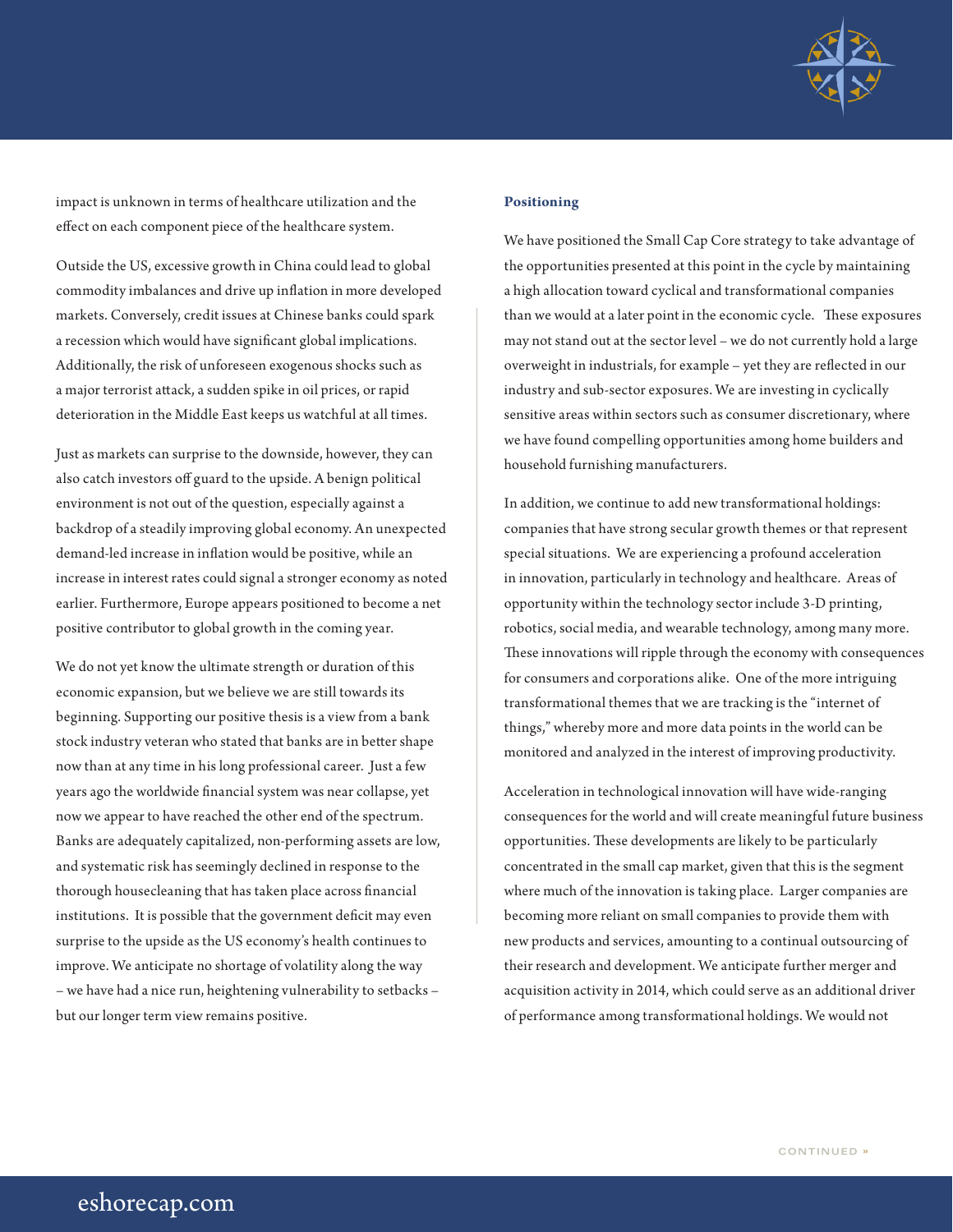impact is unknown in terms of healthcare utilization and the effect on each component piece of the healthcare system.

Outside the US, excessive growth in China could lead to global commodity imbalances and drive up inflation in more developed markets. Conversely, credit issues at Chinese banks could spark a recession which would have significant global implications. Additionally, the risk of unforeseen exogenous shocks such as a major terrorist attack, a sudden spike in oil prices, or rapid deterioration in the Middle East keeps us watchful at all times.

Just as markets can surprise to the downside, however, they can also catch investors off guard to the upside. A benign political environment is not out of the question, especially against a backdrop of a steadily improving global economy. An unexpected demand-led increase in inflation would be positive, while an increase in interest rates could signal a stronger economy as noted earlier. Furthermore, Europe appears positioned to become a net positive contributor to global growth in the coming year.

We do not yet know the ultimate strength or duration of this economic expansion, but we believe we are still towards its beginning. Supporting our positive thesis is a view from a bank stock industry veteran who stated that banks are in better shape now than at any time in his long professional career. Just a few years ago the worldwide financial system was near collapse, yet now we appear to have reached the other end of the spectrum. Banks are adequately capitalized, non-performing assets are low, and systematic risk has seemingly declined in response to the thorough housecleaning that has taken place across financial institutions. It is possible that the government deficit may even surprise to the upside as the US economy's health continues to improve. We anticipate no shortage of volatility along the way – we have had a nice run, heightening vulnerability to setbacks – but our longer term view remains positive.

### Positioning

We have positioned the Small Cap Core strategy to take advantage of the opportunities presented at this point in the cycle by maintaining a high allocation toward cyclical and transformational companies than we would at a later point in the economic cycle. These exposures may not stand out at the sector level – we do not currently hold a large overweight in industrials, for example – yet they are reflected in our industry and sub-sector exposures. We are investing in cyclically sensitive areas within sectors such as consumer discretionary, where we have found compelling opportunities among home builders and household furnishing manufacturers.

In addition, we continue to add new transformational holdings: companies that have strong secular growth themes or that represent special situations. We are experiencing a profound acceleration in innovation, particularly in technology and healthcare. Areas of opportunity within the technology sector include 3-D printing, robotics, social media, and wearable technology, among many more. These innovations will ripple through the economy with consequences for consumers and corporations alike. One of the more intriguing transformational themes that we are tracking is the "internet of things," whereby more and more data points in the world can be monitored and analyzed in the interest of improving productivity.

Acceleration in technological innovation will have wide-ranging consequences for the world and will create meaningful future business opportunities. These developments are likely to be particularly concentrated in the small cap market, given that this is the segment where much of the innovation is taking place. Larger companies are becoming more reliant on small companies to provide them with new products and services, amounting to a continual outsourcing of their research and development. We anticipate further merger and acquisition activity in 2014, which could serve as an additional driver of performance among transformational holdings. We would not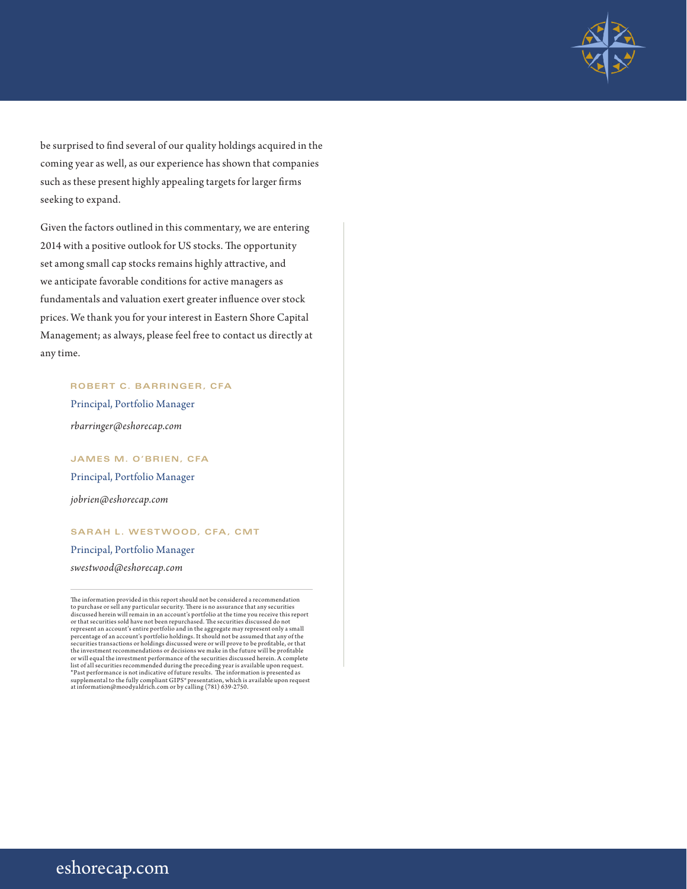be surprised to find several of our quality holdings acquired in the coming year as well, as our experience has shown that companies such as these present highly appealing targets for larger firms seeking to expand.

Given the factors outlined in this commentary, we are entering 2014 with a positive outlook for US stocks. The opportunity set among small cap stocks remains highly attractive, and we anticipate favorable conditions for active managers as fundamentals and valuation exert greater influence over stock prices. We thank you for your interest in Eastern Shore Capital Management; as always, please feel free to contact us directly at any time.

**ROBERT C. BARRINGER, CFA**
Principal, Portfolio Manager
*rbarringer@eshorecap.com*

**JAMES M. O'BRIEN, CFA**
Principal, Portfolio Manager
*jobrien@eshorecap.com*

**SARAH L. WESTWOOD, CFA, CMT**
Principal, Portfolio Manager
*swestwood@eshorecap.com*

---

The information provided in this report should not be considered a recommendation to purchase or sell any particular security. There is no assurance that any securities discussed herein will remain in an account's portfolio at the time you receive this report or that securities sold have not been repurchased. The securities discussed do not represent an account's entire portfolio and in the aggregate may represent only a small percentage of an account's portfolio holdings. It should not be assumed that any of the securities transactions or holdings discussed were or will prove to be profitable, or that the investment recommendations or decisions we make in the future will be profitable or will equal the investment performance of the securities discussed herein. A complete list of all securities recommended during the preceding year is available upon request. *Past performance is not indicative of future results. The information is presented as supplemental to the fully compliant GIPS® presentation, which is available upon request at information@moodyaldrich.com or by calling (781) 639-2750.

eshorecap.com